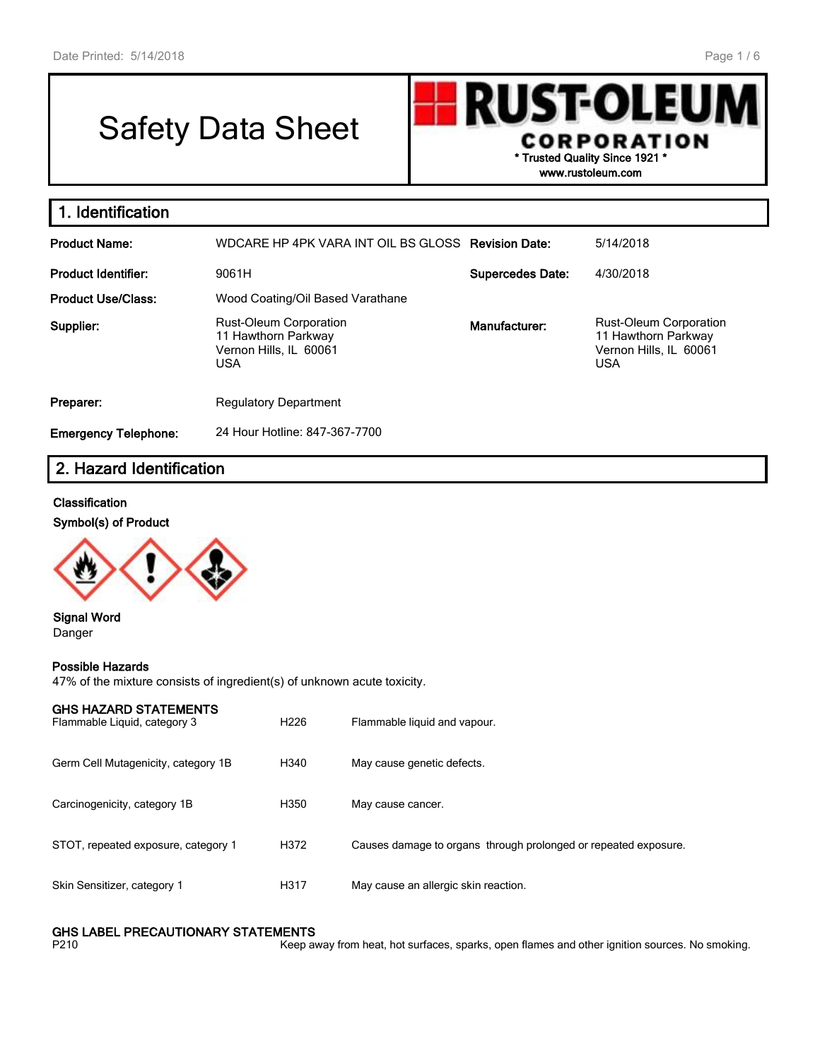# Safety Data Sheet

**RUST-OLEUM CORPORATION**
**\* Trusted Quality Since 1921 \***
**www.rustoleum.com**

## 1. Identification

| | | | |
|---|---|---|---|
| **Product Name:** | WDCARE HP 4PK VARA INT OIL BS GLOSS | **Revision Date:** | 5/14/2018 |
| **Product Identifier:** | 9061H | **Supercedes Date:** | 4/30/2018 |
| **Product Use/Class:** | Wood Coating/Oil Based Varathane | | |
| **Supplier:** | Rust-Oleum Corporation<br>11 Hawthorn Parkway<br>Vernon Hills, IL 60061<br>USA | **Manufacturer:** | Rust-Oleum Corporation<br>11 Hawthorn Parkway<br>Vernon Hills, IL 60061<br>USA |
| **Preparer:** | Regulatory Department | | |
| **Emergency Telephone:** | 24 Hour Hotline: 847-367-7700 | | |

## 2. Hazard Identification

**Classification**

**Symbol(s) of Product**

**Signal Word**
Danger

**Possible Hazards**
47% of the mixture consists of ingredient(s) of unknown acute toxicity.

**GHS HAZARD STATEMENTS**

| | | |
|---|---|---|
| Flammable Liquid, category 3 | H226 | Flammable liquid and vapour. |
| Germ Cell Mutagenicity, category 1B | H340 | May cause genetic defects. |
| Carcinogenicity, category 1B | H350 | May cause cancer. |
| STOT, repeated exposure, category 1 | H372 | Causes damage to organs through prolonged or repeated exposure. |
| Skin Sensitizer, category 1 | H317 | May cause an allergic skin reaction. |

**GHS LABEL PRECAUTIONARY STATEMENTS**

| | |
|---|---|
| P210 | Keep away from heat, hot surfaces, sparks, open flames and other ignition sources. No smoking. |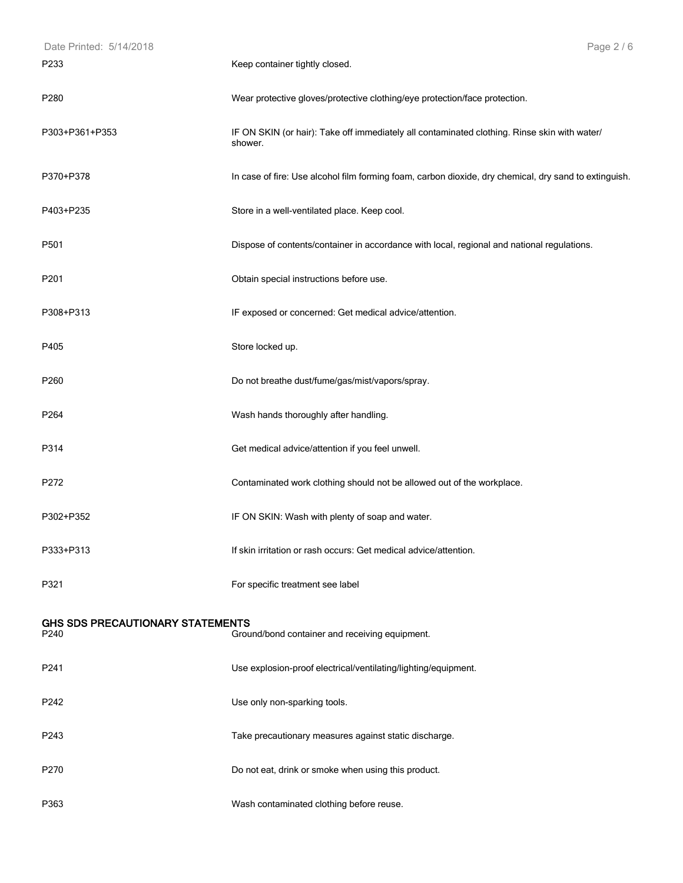| | |
|---|---|
| P233 | Keep container tightly closed. |
| P280 | Wear protective gloves/protective clothing/eye protection/face protection. |
| P303+P361+P353 | IF ON SKIN (or hair): Take off immediately all contaminated clothing. Rinse skin with water/ shower. |
| P370+P378 | In case of fire: Use alcohol film forming foam, carbon dioxide, dry chemical, dry sand to extinguish. |
| P403+P235 | Store in a well-ventilated place. Keep cool. |
| P501 | Dispose of contents/container in accordance with local, regional and national regulations. |
| P201 | Obtain special instructions before use. |
| P308+P313 | IF exposed or concerned: Get medical advice/attention. |
| P405 | Store locked up. |
| P260 | Do not breathe dust/fume/gas/mist/vapors/spray. |
| P264 | Wash hands thoroughly after handling. |
| P314 | Get medical advice/attention if you feel unwell. |
| P272 | Contaminated work clothing should not be allowed out of the workplace. |
| P302+P352 | IF ON SKIN: Wash with plenty of soap and water. |
| P333+P313 | If skin irritation or rash occurs: Get medical advice/attention. |
| P321 | For specific treatment see label |

## GHS SDS PRECAUTIONARY STATEMENTS

| | |
|---|---|
| P240 | Ground/bond container and receiving equipment. |
| P241 | Use explosion-proof electrical/ventilating/lighting/equipment. |
| P242 | Use only non-sparking tools. |
| P243 | Take precautionary measures against static discharge. |
| P270 | Do not eat, drink or smoke when using this product. |
| P363 | Wash contaminated clothing before reuse. |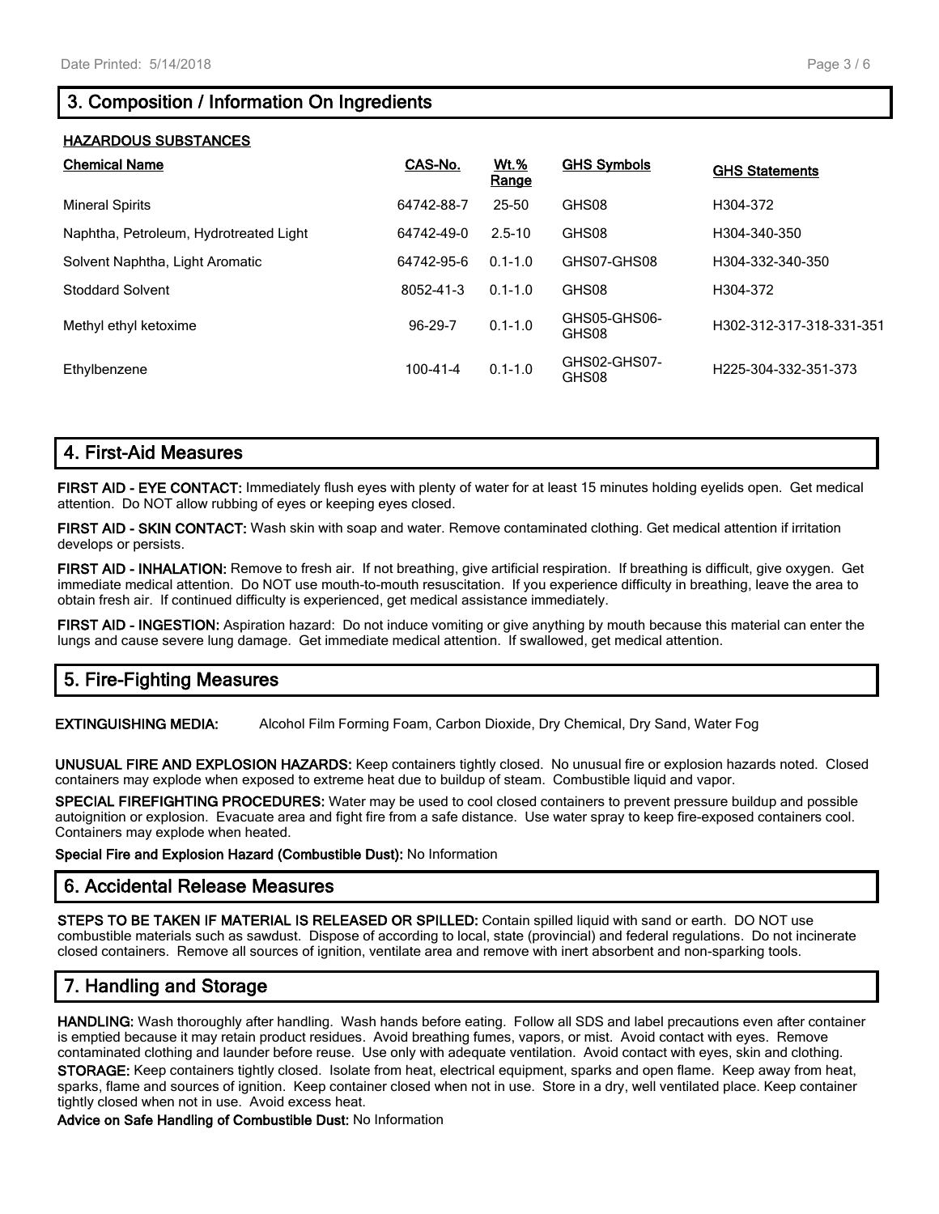## 3. Composition / Information On Ingredients

**HAZARDOUS SUBSTANCES**

| Chemical Name | CAS-No. | Wt.% Range | GHS Symbols | GHS Statements |
|---|---|---|---|---|
| Mineral Spirits | 64742-88-7 | 25-50 | GHS08 | H304-372 |
| Naphtha, Petroleum, Hydrotreated Light | 64742-49-0 | 2.5-10 | GHS08 | H304-340-350 |
| Solvent Naphtha, Light Aromatic | 64742-95-6 | 0.1-1.0 | GHS07-GHS08 | H304-332-340-350 |
| Stoddard Solvent | 8052-41-3 | 0.1-1.0 | GHS08 | H304-372 |
| Methyl ethyl ketoxime | 96-29-7 | 0.1-1.0 | GHS05-GHS06-GHS08 | H302-312-317-318-331-351 |
| Ethylbenzene | 100-41-4 | 0.1-1.0 | GHS02-GHS07-GHS08 | H225-304-332-351-373 |

## 4. First-Aid Measures

**FIRST AID - EYE CONTACT:** Immediately flush eyes with plenty of water for at least 15 minutes holding eyelids open. Get medical attention. Do NOT allow rubbing of eyes or keeping eyes closed.

**FIRST AID - SKIN CONTACT:** Wash skin with soap and water. Remove contaminated clothing. Get medical attention if irritation develops or persists.

**FIRST AID - INHALATION:** Remove to fresh air. If not breathing, give artificial respiration. If breathing is difficult, give oxygen. Get immediate medical attention. Do NOT use mouth-to-mouth resuscitation. If you experience difficulty in breathing, leave the area to obtain fresh air. If continued difficulty is experienced, get medical assistance immediately.

**FIRST AID - INGESTION:** Aspiration hazard: Do not induce vomiting or give anything by mouth because this material can enter the lungs and cause severe lung damage. Get immediate medical attention. If swallowed, get medical attention.

## 5. Fire-Fighting Measures

**EXTINGUISHING MEDIA:** Alcohol Film Forming Foam, Carbon Dioxide, Dry Chemical, Dry Sand, Water Fog

**UNUSUAL FIRE AND EXPLOSION HAZARDS:** Keep containers tightly closed. No unusual fire or explosion hazards noted. Closed containers may explode when exposed to extreme heat due to buildup of steam. Combustible liquid and vapor.

**SPECIAL FIREFIGHTING PROCEDURES:** Water may be used to cool closed containers to prevent pressure buildup and possible autoignition or explosion. Evacuate area and fight fire from a safe distance. Use water spray to keep fire-exposed containers cool. Containers may explode when heated.

**Special Fire and Explosion Hazard (Combustible Dust):** No Information

## 6. Accidental Release Measures

**STEPS TO BE TAKEN IF MATERIAL IS RELEASED OR SPILLED:** Contain spilled liquid with sand or earth. DO NOT use combustible materials such as sawdust. Dispose of according to local, state (provincial) and federal regulations. Do not incinerate closed containers. Remove all sources of ignition, ventilate area and remove with inert absorbent and non-sparking tools.

## 7. Handling and Storage

**HANDLING:** Wash thoroughly after handling. Wash hands before eating. Follow all SDS and label precautions even after container is emptied because it may retain product residues. Avoid breathing fumes, vapors, or mist. Avoid contact with eyes. Remove contaminated clothing and launder before reuse. Use only with adequate ventilation. Avoid contact with eyes, skin and clothing.

**STORAGE:** Keep containers tightly closed. Isolate from heat, electrical equipment, sparks and open flame. Keep away from heat, sparks, flame and sources of ignition. Keep container closed when not in use. Store in a dry, well ventilated place. Keep container tightly closed when not in use. Avoid excess heat.

**Advice on Safe Handling of Combustible Dust:** No Information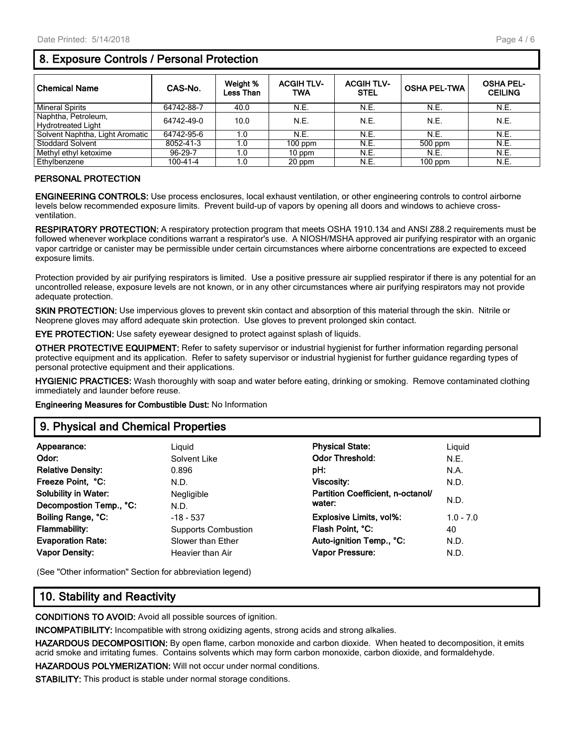## 8. Exposure Controls / Personal Protection

| Chemical Name | CAS-No. | Weight % Less Than | ACGIH TLV-TWA | ACGIH TLV-STEL | OSHA PEL-TWA | OSHA PEL-CEILING |
|---|---|---|---|---|---|---|
| Mineral Spirits | 64742-88-7 | 40.0 | N.E. | N.E. | N.E. | N.E. |
| Naphtha, Petroleum, Hydrotreated Light | 64742-49-0 | 10.0 | N.E. | N.E. | N.E. | N.E. |
| Solvent Naphtha, Light Aromatic | 64742-95-6 | 1.0 | N.E. | N.E. | N.E. | N.E. |
| Stoddard Solvent | 8052-41-3 | 1.0 | 100 ppm | N.E. | 500 ppm | N.E. |
| Methyl ethyl ketoxime | 96-29-7 | 1.0 | 10 ppm | N.E. | N.E. | N.E. |
| Ethylbenzene | 100-41-4 | 1.0 | 20 ppm | N.E. | 100 ppm | N.E. |

**PERSONAL PROTECTION**

**ENGINEERING CONTROLS:** Use process enclosures, local exhaust ventilation, or other engineering controls to control airborne levels below recommended exposure limits. Prevent build-up of vapors by opening all doors and windows to achieve cross-ventilation.

**RESPIRATORY PROTECTION:** A respiratory protection program that meets OSHA 1910.134 and ANSI Z88.2 requirements must be followed whenever workplace conditions warrant a respirator's use. A NIOSH/MSHA approved air purifying respirator with an organic vapor cartridge or canister may be permissible under certain circumstances where airborne concentrations are expected to exceed exposure limits.

Protection provided by air purifying respirators is limited. Use a positive pressure air supplied respirator if there is any potential for an uncontrolled release, exposure levels are not known, or in any other circumstances where air purifying respirators may not provide adequate protection.

**SKIN PROTECTION:** Use impervious gloves to prevent skin contact and absorption of this material through the skin. Nitrile or Neoprene gloves may afford adequate skin protection. Use gloves to prevent prolonged skin contact.

**EYE PROTECTION:** Use safety eyewear designed to protect against splash of liquids.

**OTHER PROTECTIVE EQUIPMENT:** Refer to safety supervisor or industrial hygienist for further information regarding personal protective equipment and its application. Refer to safety supervisor or industrial hygienist for further guidance regarding types of personal protective equipment and their applications.

**HYGIENIC PRACTICES:** Wash thoroughly with soap and water before eating, drinking or smoking. Remove contaminated clothing immediately and launder before reuse.

**Engineering Measures for Combustible Dust:** No Information

## 9. Physical and Chemical Properties

| Property | Value | Property | Value |
|---|---|---|---|
| **Appearance:** | Liquid | **Physical State:** | Liquid |
| **Odor:** | Solvent Like | **Odor Threshold:** | N.E. |
| **Relative Density:** | 0.896 | **pH:** | N.A. |
| **Freeze Point, °C:** | N.D. | **Viscosity:** | N.D. |
| **Solubility in Water:** | Negligible | **Partition Coefficient, n-octanol/ water:** | N.D. |
| **Decompostion Temp., °C:** | N.D. | | |
| **Boiling Range, °C:** | -18 - 537 | **Explosive Limits, vol%:** | 1.0 - 7.0 |
| **Flammability:** | Supports Combustion | **Flash Point, °C:** | 40 |
| **Evaporation Rate:** | Slower than Ether | **Auto-ignition Temp., °C:** | N.D. |
| **Vapor Density:** | Heavier than Air | **Vapor Pressure:** | N.D. |

(See "Other information" Section for abbreviation legend)

## 10. Stability and Reactivity

**CONDITIONS TO AVOID:** Avoid all possible sources of ignition.

**INCOMPATIBILITY:** Incompatible with strong oxidizing agents, strong acids and strong alkalies.

**HAZARDOUS DECOMPOSITION:** By open flame, carbon monoxide and carbon dioxide. When heated to decomposition, it emits acrid smoke and irritating fumes. Contains solvents which may form carbon monoxide, carbon dioxide, and formaldehyde.

**HAZARDOUS POLYMERIZATION:** Will not occur under normal conditions.

**STABILITY:** This product is stable under normal storage conditions.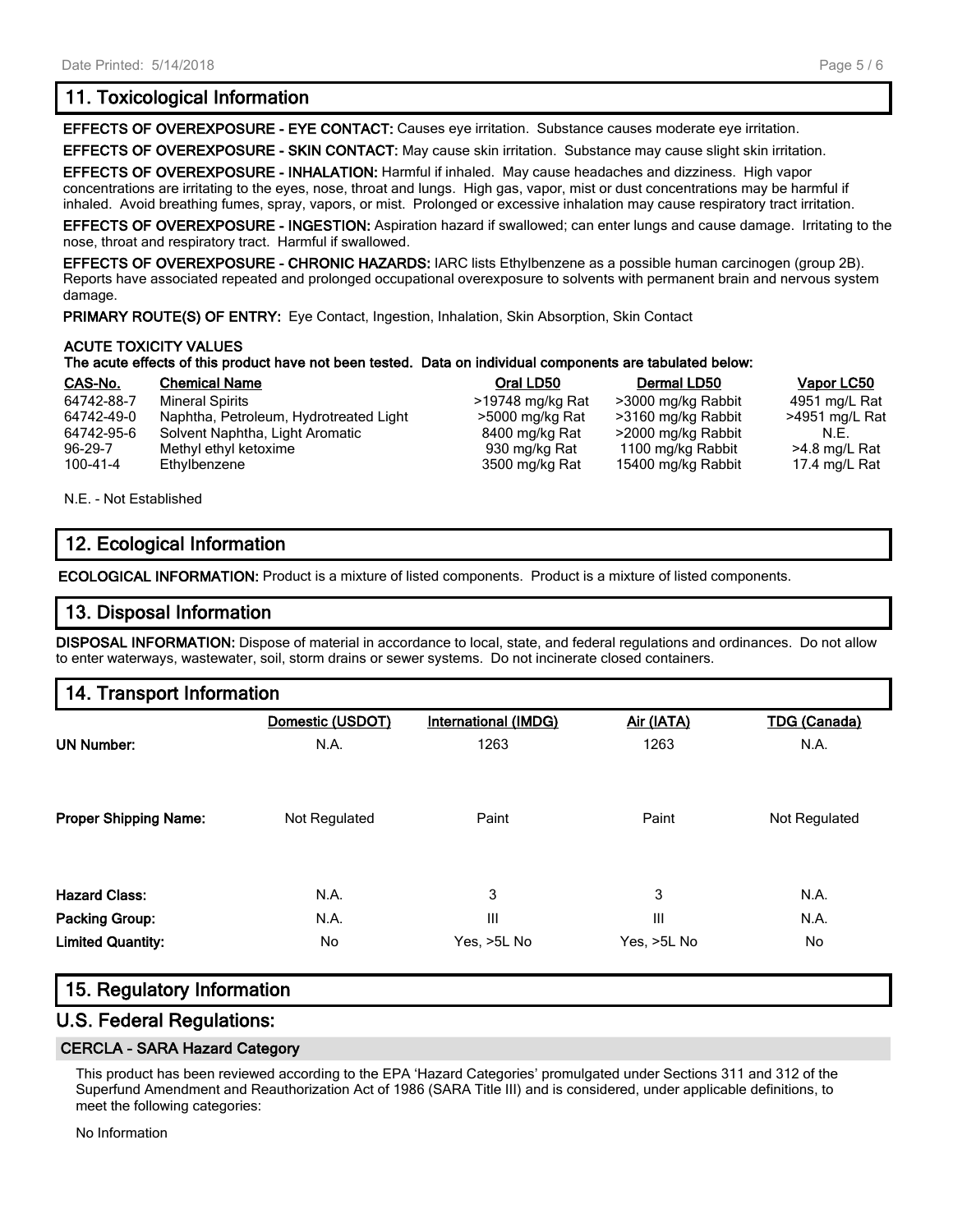## 11. Toxicological Information

**EFFECTS OF OVEREXPOSURE - EYE CONTACT:** Causes eye irritation. Substance causes moderate eye irritation.

**EFFECTS OF OVEREXPOSURE - SKIN CONTACT:** May cause skin irritation. Substance may cause slight skin irritation.

**EFFECTS OF OVEREXPOSURE - INHALATION:** Harmful if inhaled. May cause headaches and dizziness. High vapor concentrations are irritating to the eyes, nose, throat and lungs. High gas, vapor, mist or dust concentrations may be harmful if inhaled. Avoid breathing fumes, spray, vapors, or mist. Prolonged or excessive inhalation may cause respiratory tract irritation.

**EFFECTS OF OVEREXPOSURE - INGESTION:** Aspiration hazard if swallowed; can enter lungs and cause damage. Irritating to the nose, throat and respiratory tract. Harmful if swallowed.

**EFFECTS OF OVEREXPOSURE - CHRONIC HAZARDS:** IARC lists Ethylbenzene as a possible human carcinogen (group 2B). Reports have associated repeated and prolonged occupational overexposure to solvents with permanent brain and nervous system damage.

**PRIMARY ROUTE(S) OF ENTRY:** Eye Contact, Ingestion, Inhalation, Skin Absorption, Skin Contact

**ACUTE TOXICITY VALUES**
**The acute effects of this product have not been tested. Data on individual components are tabulated below:**

| CAS-No. | Chemical Name | Oral LD50 | Dermal LD50 | Vapor LC50 |
|---|---|---|---|---|
| 64742-88-7 | Mineral Spirits | >19748 mg/kg Rat | >3000 mg/kg Rabbit | 4951 mg/L Rat |
| 64742-49-0 | Naphtha, Petroleum, Hydrotreated Light | >5000 mg/kg Rat | >3160 mg/kg Rabbit | >4951 mg/L Rat |
| 64742-95-6 | Solvent Naphtha, Light Aromatic | 8400 mg/kg Rat | >2000 mg/kg Rabbit | N.E. |
| 96-29-7 | Methyl ethyl ketoxime | 930 mg/kg Rat | 1100 mg/kg Rabbit | >4.8 mg/L Rat |
| 100-41-4 | Ethylbenzene | 3500 mg/kg Rat | 15400 mg/kg Rabbit | 17.4 mg/L Rat |

N.E. - Not Established

## 12. Ecological Information

**ECOLOGICAL INFORMATION:** Product is a mixture of listed components. Product is a mixture of listed components.

## 13. Disposal Information

**DISPOSAL INFORMATION:** Dispose of material in accordance to local, state, and federal regulations and ordinances. Do not allow to enter waterways, wastewater, soil, storm drains or sewer systems. Do not incinerate closed containers.

## 14. Transport Information

| | Domestic (USDOT) | International (IMDG) | Air (IATA) | TDG (Canada) |
|---|---|---|---|---|
| **UN Number:** | N.A. | 1263 | 1263 | N.A. |
| **Proper Shipping Name:** | Not Regulated | Paint | Paint | Not Regulated |
| **Hazard Class:** | N.A. | 3 | 3 | N.A. |
| **Packing Group:** | N.A. | III | III | N.A. |
| **Limited Quantity:** | No | Yes, >5L No | Yes, >5L No | No |

## 15. Regulatory Information

## U.S. Federal Regulations:

### CERCLA - SARA Hazard Category

This product has been reviewed according to the EPA 'Hazard Categories' promulgated under Sections 311 and 312 of the Superfund Amendment and Reauthorization Act of 1986 (SARA Title III) and is considered, under applicable definitions, to meet the following categories:

No Information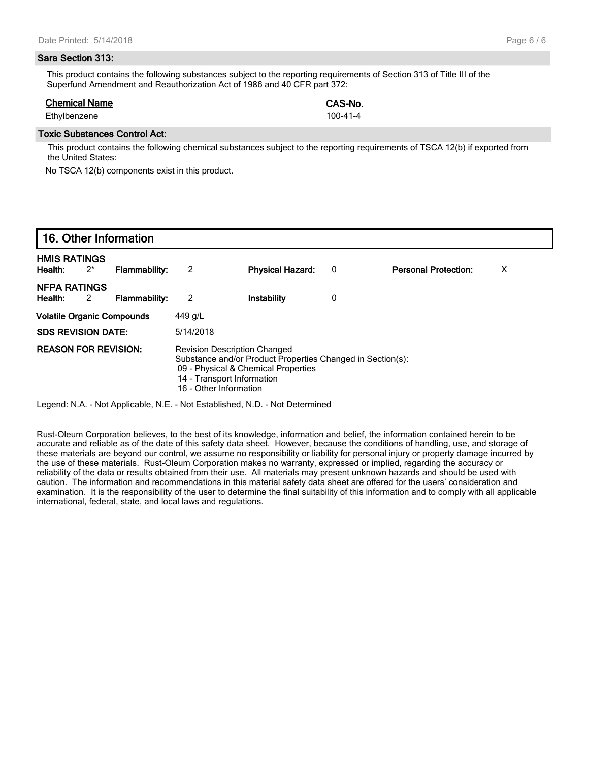**Sara Section 313:**

This product contains the following substances subject to the reporting requirements of Section 313 of Title III of the Superfund Amendment and Reauthorization Act of 1986 and 40 CFR part 372:

| Chemical Name | CAS-No. |
| --- | --- |
| Ethylbenzene | 100-41-4 |

**Toxic Substances Control Act:**

This product contains the following chemical substances subject to the reporting requirements of TSCA 12(b) if exported from the United States:

No TSCA 12(b) components exist in this product.

## 16. Other Information

**HMIS RATINGS**

| | | | | | | | |
| --- | --- | --- | --- | --- | --- | --- | --- |
| **Health:** | 2* | **Flammability:** | 2 | **Physical Hazard:** | 0 | **Personal Protection:** | X |

**NFPA RATINGS**

| | | | | | |
| --- | --- | --- | --- | --- | --- |
| **Health:** | 2 | **Flammability:** | 2 | **Instability** | 0 |

**Volatile Organic Compounds** 449 g/L

**SDS REVISION DATE:** 5/14/2018

**REASON FOR REVISION:** Revision Description Changed
Substance and/or Product Properties Changed in Section(s):
09 - Physical & Chemical Properties
14 - Transport Information
16 - Other Information

Legend: N.A. - Not Applicable, N.E. - Not Established, N.D. - Not Determined

Rust-Oleum Corporation believes, to the best of its knowledge, information and belief, the information contained herein to be accurate and reliable as of the date of this safety data sheet. However, because the conditions of handling, use, and storage of these materials are beyond our control, we assume no responsibility or liability for personal injury or property damage incurred by the use of these materials. Rust-Oleum Corporation makes no warranty, expressed or implied, regarding the accuracy or reliability of the data or results obtained from their use. All materials may present unknown hazards and should be used with caution. The information and recommendations in this material safety data sheet are offered for the users' consideration and examination. It is the responsibility of the user to determine the final suitability of this information and to comply with all applicable international, federal, state, and local laws and regulations.